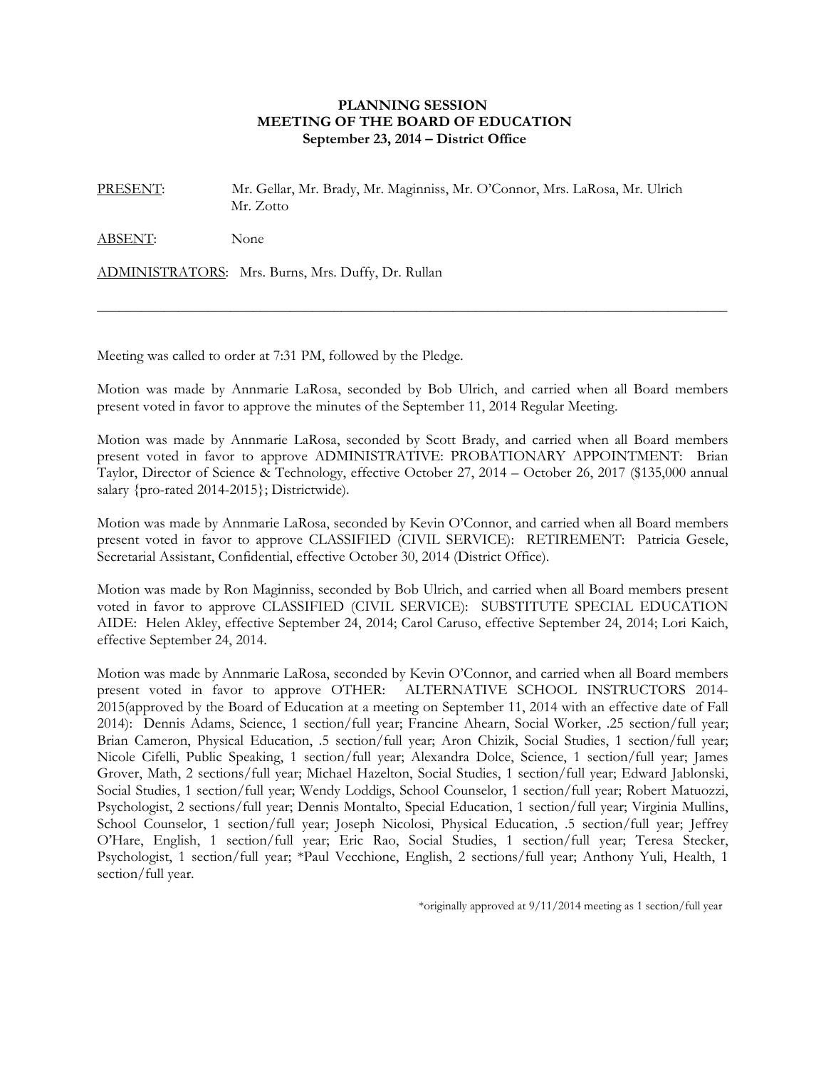**PLANNING SESSION**
**MEETING OF THE BOARD OF EDUCATION**
**September 23, 2014 – District Office**

PRESENT: Mr. Gellar, Mr. Brady, Mr. Maginniss, Mr. O'Connor, Mrs. LaRosa, Mr. Ulrich Mr. Zotto

ABSENT: None

ADMINISTRATORS: Mrs. Burns, Mrs. Duffy, Dr. Rullan

---

Meeting was called to order at 7:31 PM, followed by the Pledge.

Motion was made by Annmarie LaRosa, seconded by Bob Ulrich, and carried when all Board members present voted in favor to approve the minutes of the September 11, 2014 Regular Meeting.

Motion was made by Annmarie LaRosa, seconded by Scott Brady, and carried when all Board members present voted in favor to approve ADMINISTRATIVE: PROBATIONARY APPOINTMENT: Brian Taylor, Director of Science & Technology, effective October 27, 2014 – October 26, 2017 ($135,000 annual salary {pro-rated 2014-2015}; Districtwide).

Motion was made by Annmarie LaRosa, seconded by Kevin O'Connor, and carried when all Board members present voted in favor to approve CLASSIFIED (CIVIL SERVICE): RETIREMENT: Patricia Gesele, Secretarial Assistant, Confidential, effective October 30, 2014 (District Office).

Motion was made by Ron Maginniss, seconded by Bob Ulrich, and carried when all Board members present voted in favor to approve CLASSIFIED (CIVIL SERVICE): SUBSTITUTE SPECIAL EDUCATION AIDE: Helen Akley, effective September 24, 2014; Carol Caruso, effective September 24, 2014; Lori Kaich, effective September 24, 2014.

Motion was made by Annmarie LaRosa, seconded by Kevin O'Connor, and carried when all Board members present voted in favor to approve OTHER: ALTERNATIVE SCHOOL INSTRUCTORS 2014-2015(approved by the Board of Education at a meeting on September 11, 2014 with an effective date of Fall 2014): Dennis Adams, Science, 1 section/full year; Francine Ahearn, Social Worker, .25 section/full year; Brian Cameron, Physical Education, .5 section/full year; Aron Chizik, Social Studies, 1 section/full year; Nicole Cifelli, Public Speaking, 1 section/full year; Alexandra Dolce, Science, 1 section/full year; James Grover, Math, 2 sections/full year; Michael Hazelton, Social Studies, 1 section/full year; Edward Jablonski, Social Studies, 1 section/full year; Wendy Loddigs, School Counselor, 1 section/full year; Robert Matuozzi, Psychologist, 2 sections/full year; Dennis Montalto, Special Education, 1 section/full year; Virginia Mullins, School Counselor, 1 section/full year; Joseph Nicolosi, Physical Education, .5 section/full year; Jeffrey O'Hare, English, 1 section/full year; Eric Rao, Social Studies, 1 section/full year; Teresa Stecker, Psychologist, 1 section/full year; *Paul Vecchione, English, 2 sections/full year; Anthony Yuli, Health, 1 section/full year.

*originally approved at 9/11/2014 meeting as 1 section/full year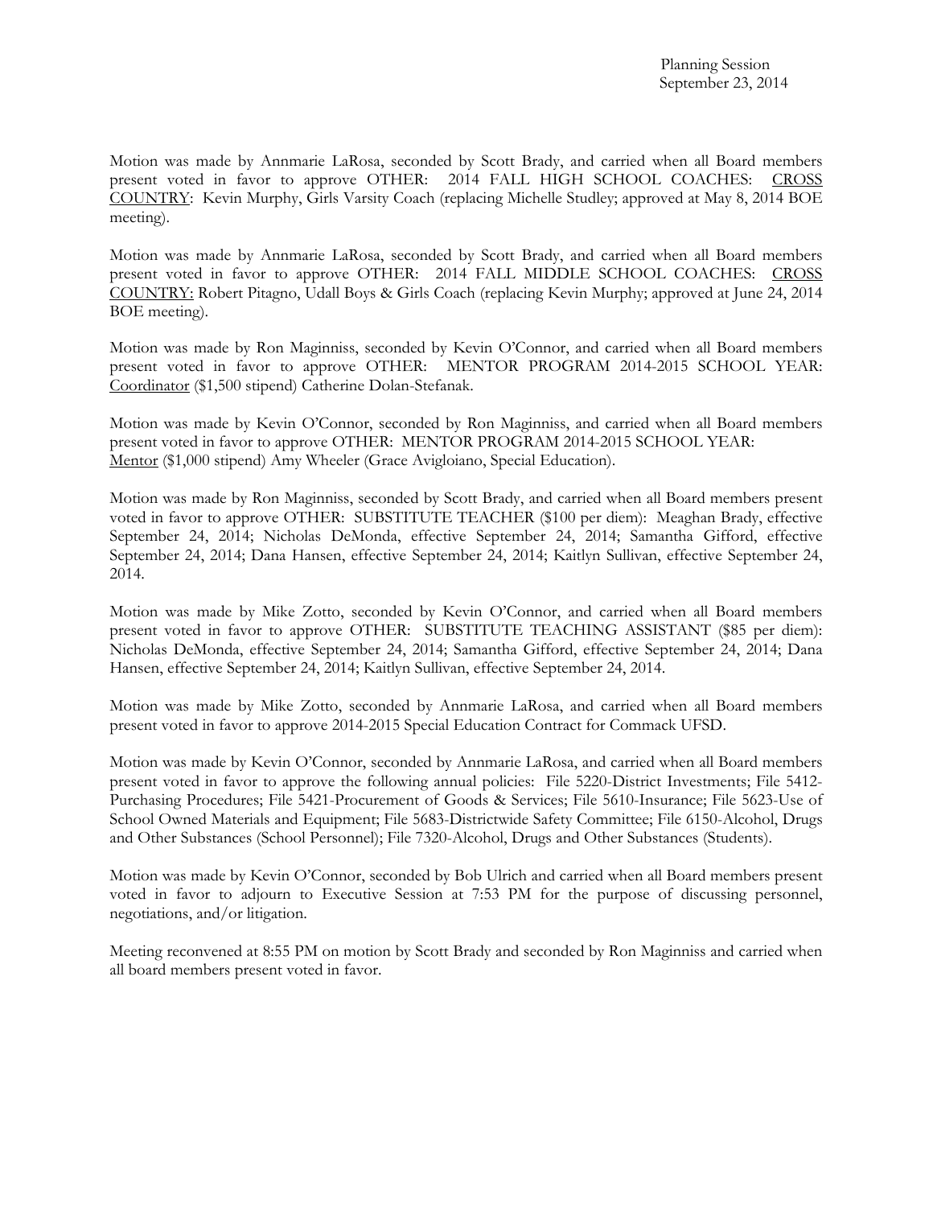Motion was made by Annmarie LaRosa, seconded by Scott Brady, and carried when all Board members present voted in favor to approve OTHER: 2014 FALL HIGH SCHOOL COACHES: <u>CROSS COUNTRY</u>: Kevin Murphy, Girls Varsity Coach (replacing Michelle Studley; approved at May 8, 2014 BOE meeting).

Motion was made by Annmarie LaRosa, seconded by Scott Brady, and carried when all Board members present voted in favor to approve OTHER: 2014 FALL MIDDLE SCHOOL COACHES: <u>CROSS COUNTRY:</u> Robert Pitagno, Udall Boys & Girls Coach (replacing Kevin Murphy; approved at June 24, 2014 BOE meeting).

Motion was made by Ron Maginniss, seconded by Kevin O'Connor, and carried when all Board members present voted in favor to approve OTHER: MENTOR PROGRAM 2014-2015 SCHOOL YEAR: <u>Coordinator</u> ($1,500 stipend) Catherine Dolan-Stefanak.

Motion was made by Kevin O'Connor, seconded by Ron Maginniss, and carried when all Board members present voted in favor to approve OTHER: MENTOR PROGRAM 2014-2015 SCHOOL YEAR: <u>Mentor</u> ($1,000 stipend) Amy Wheeler (Grace Avigloiano, Special Education).

Motion was made by Ron Maginniss, seconded by Scott Brady, and carried when all Board members present voted in favor to approve OTHER: SUBSTITUTE TEACHER ($100 per diem): Meaghan Brady, effective September 24, 2014; Nicholas DeMonda, effective September 24, 2014; Samantha Gifford, effective September 24, 2014; Dana Hansen, effective September 24, 2014; Kaitlyn Sullivan, effective September 24, 2014.

Motion was made by Mike Zotto, seconded by Kevin O'Connor, and carried when all Board members present voted in favor to approve OTHER: SUBSTITUTE TEACHING ASSISTANT ($85 per diem): Nicholas DeMonda, effective September 24, 2014; Samantha Gifford, effective September 24, 2014; Dana Hansen, effective September 24, 2014; Kaitlyn Sullivan, effective September 24, 2014.

Motion was made by Mike Zotto, seconded by Annmarie LaRosa, and carried when all Board members present voted in favor to approve 2014-2015 Special Education Contract for Commack UFSD.

Motion was made by Kevin O'Connor, seconded by Annmarie LaRosa, and carried when all Board members present voted in favor to approve the following annual policies: File 5220-District Investments; File 5412-Purchasing Procedures; File 5421-Procurement of Goods & Services; File 5610-Insurance; File 5623-Use of School Owned Materials and Equipment; File 5683-Districtwide Safety Committee; File 6150-Alcohol, Drugs and Other Substances (School Personnel); File 7320-Alcohol, Drugs and Other Substances (Students).

Motion was made by Kevin O'Connor, seconded by Bob Ulrich and carried when all Board members present voted in favor to adjourn to Executive Session at 7:53 PM for the purpose of discussing personnel, negotiations, and/or litigation.

Meeting reconvened at 8:55 PM on motion by Scott Brady and seconded by Ron Maginniss and carried when all board members present voted in favor.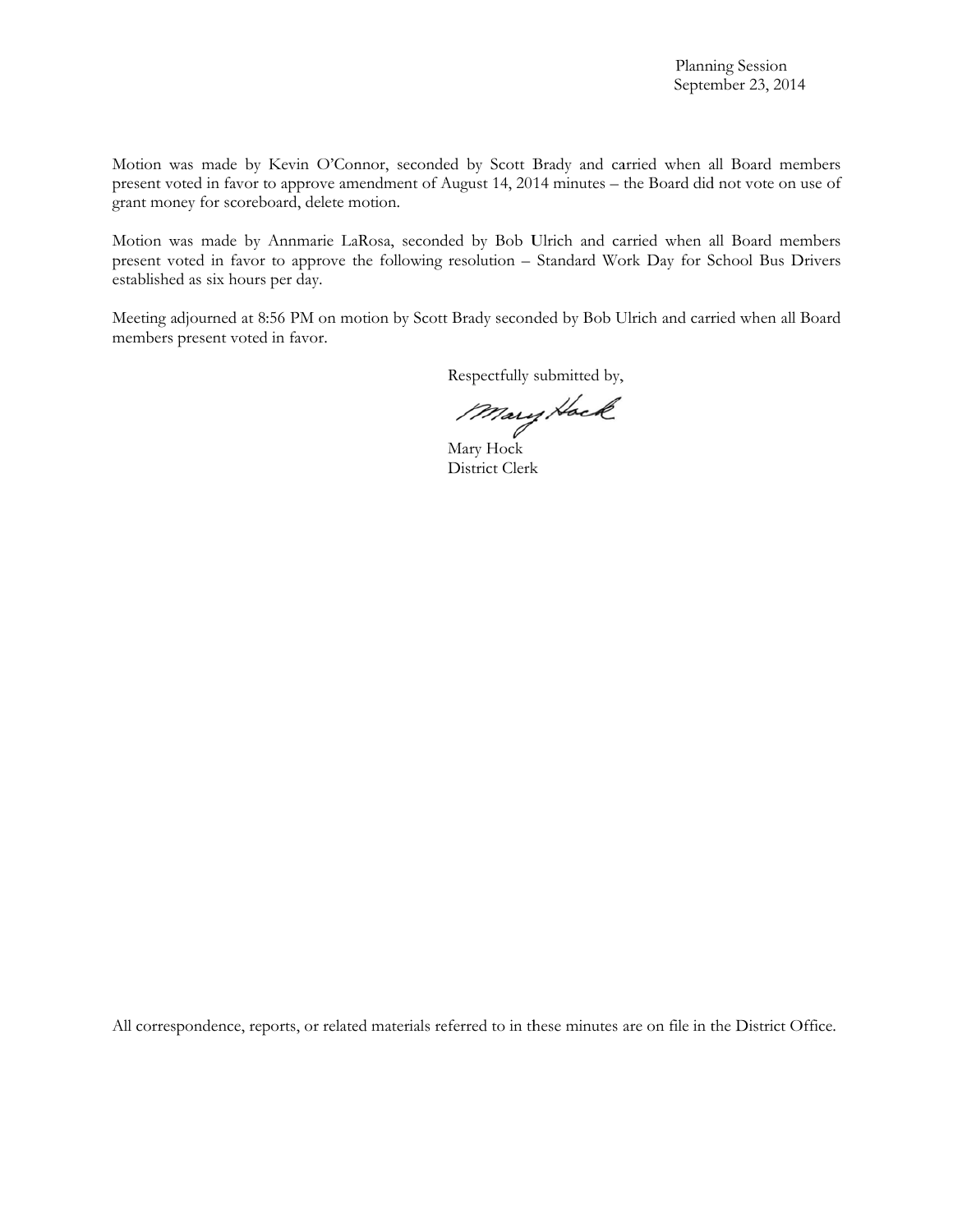Motion was made by Kevin O'Connor, seconded by Scott Brady and carried when all Board members present voted in favor to approve amendment of August 14, 2014 minutes – the Board did not vote on use of grant money for scoreboard, delete motion.

Motion was made by Annmarie LaRosa, seconded by Bob Ulrich and carried when all Board members present voted in favor to approve the following resolution – Standard Work Day for School Bus Drivers established as six hours per day.

Meeting adjourned at 8:56 PM on motion by Scott Brady seconded by Bob Ulrich and carried when all Board members present voted in favor.

Respectfully submitted by,

Mary Hock
District Clerk

All correspondence, reports, or related materials referred to in these minutes are on file in the District Office.